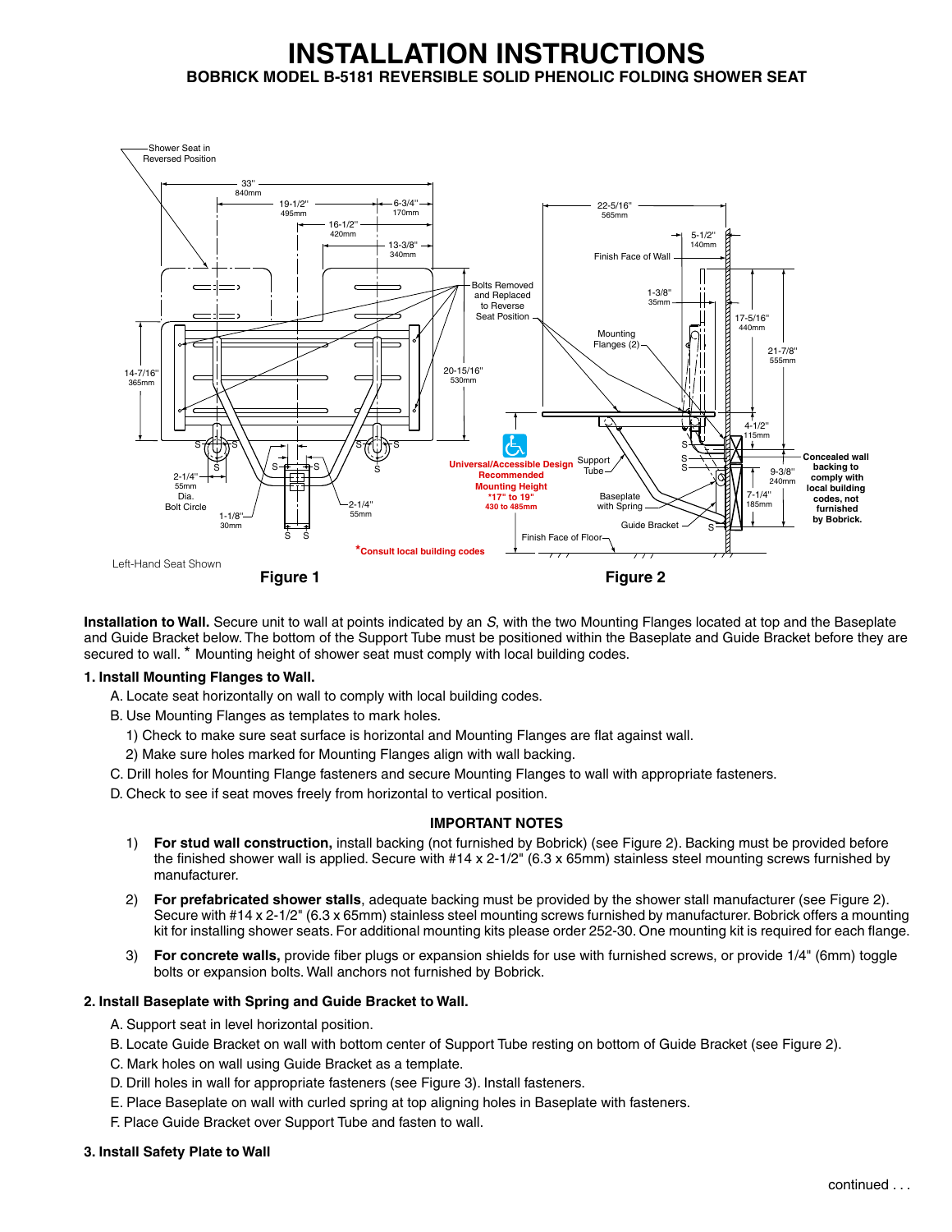# INSTALLATION INSTRUCTIONS

## BOBRICK MODEL B-5181 REVERSIBLE SOLID PHENOLIC FOLDING SHOWER SEAT

Figure 1

Figure 2

**Installation to Wall.** Secure unit to wall at points indicated by an *S*, with the two Mounting Flanges located at top and the Baseplate and Guide Bracket below. The bottom of the Support Tube must be positioned within the Baseplate and Guide Bracket before they are secured to wall. * Mounting height of shower seat must comply with local building codes.

**1. Install Mounting Flanges to Wall.**

A. Locate seat horizontally on wall to comply with local building codes.

B. Use Mounting Flanges as templates to mark holes.

1) Check to make sure seat surface is horizontal and Mounting Flanges are flat against wall.

2) Make sure holes marked for Mounting Flanges align with wall backing.

C. Drill holes for Mounting Flange fasteners and secure Mounting Flanges to wall with appropriate fasteners.

D. Check to see if seat moves freely from horizontal to vertical position.

**IMPORTANT NOTES**

1) **For stud wall construction,** install backing (not furnished by Bobrick) (see Figure 2). Backing must be provided before the finished shower wall is applied. Secure with #14 x 2-1/2" (6.3 x 65mm) stainless steel mounting screws furnished by manufacturer.

2) **For prefabricated shower stalls**, adequate backing must be provided by the shower stall manufacturer (see Figure 2). Secure with #14 x 2-1/2" (6.3 x 65mm) stainless steel mounting screws furnished by manufacturer. Bobrick offers a mounting kit for installing shower seats. For additional mounting kits please order 252-30. One mounting kit is required for each flange.

3) **For concrete walls,** provide fiber plugs or expansion shields for use with furnished screws, or provide 1/4" (6mm) toggle bolts or expansion bolts. Wall anchors not furnished by Bobrick.

**2. Install Baseplate with Spring and Guide Bracket to Wall.**

A. Support seat in level horizontal position.

B. Locate Guide Bracket on wall with bottom center of Support Tube resting on bottom of Guide Bracket (see Figure 2).

C. Mark holes on wall using Guide Bracket as a template.

D. Drill holes in wall for appropriate fasteners (see Figure 3). Install fasteners.

E. Place Baseplate on wall with curled spring at top aligning holes in Baseplate with fasteners.

F. Place Guide Bracket over Support Tube and fasten to wall.

**3. Install Safety Plate to Wall**

continued . . .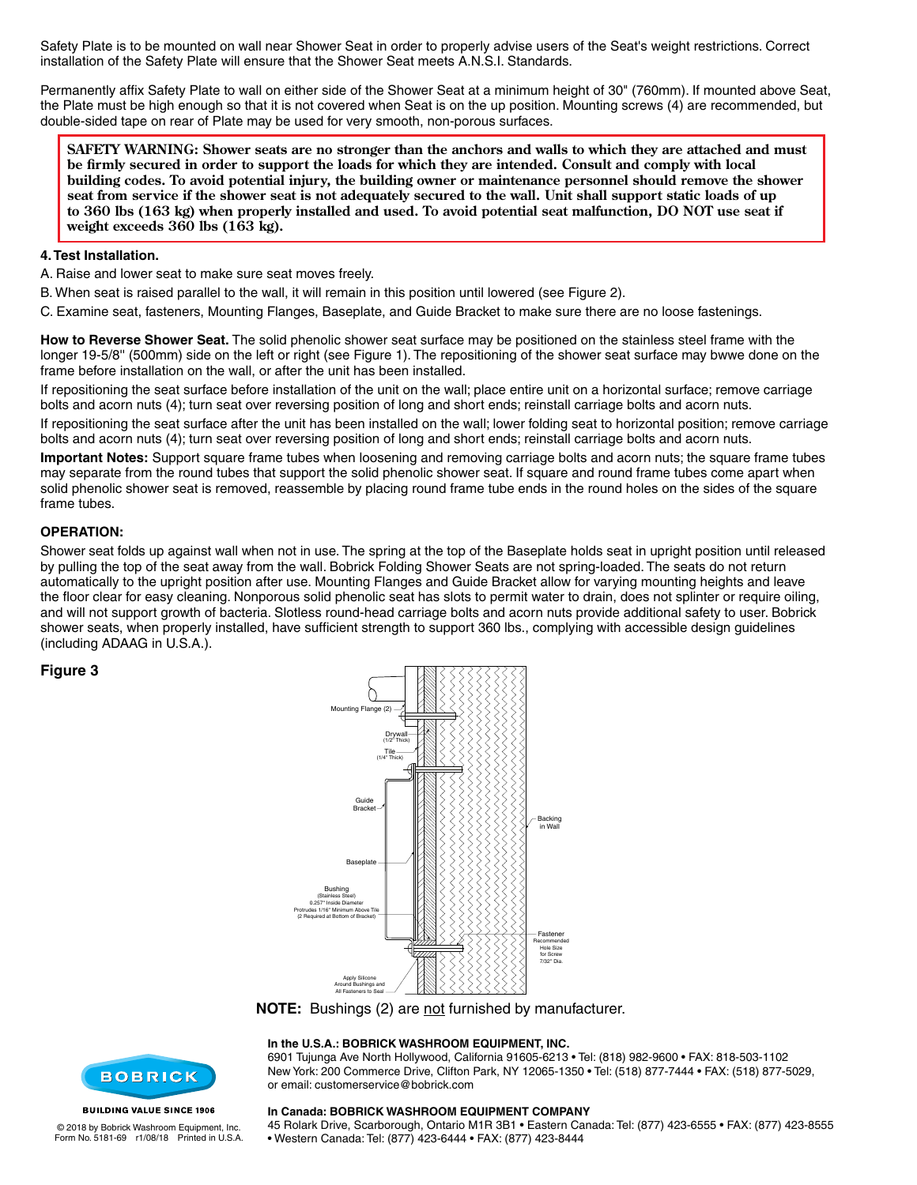Safety Plate is to be mounted on wall near Shower Seat in order to properly advise users of the Seat's weight restrictions. Correct installation of the Safety Plate will ensure that the Shower Seat meets A.N.S.I. Standards.

Permanently affix Safety Plate to wall on either side of the Shower Seat at a minimum height of 30" (760mm). If mounted above Seat, the Plate must be high enough so that it is not covered when Seat is on the up position. Mounting screws (4) are recommended, but double-sided tape on rear of Plate may be used for very smooth, non-porous surfaces.

**SAFETY WARNING: Shower seats are no stronger than the anchors and walls to which they are attached and must be firmly secured in order to support the loads for which they are intended. Consult and comply with local building codes. To avoid potential injury, the building owner or maintenance personnel should remove the shower seat from service if the shower seat is not adequately secured to the wall. Unit shall support static loads of up to 360 lbs (163 kg) when properly installed and used. To avoid potential seat malfunction, DO NOT use seat if weight exceeds 360 lbs (163 kg).**

**4. Test Installation.**

A. Raise and lower seat to make sure seat moves freely.

B. When seat is raised parallel to the wall, it will remain in this position until lowered (see Figure 2).

C. Examine seat, fasteners, Mounting Flanges, Baseplate, and Guide Bracket to make sure there are no loose fastenings.

**How to Reverse Shower Seat.** The solid phenolic shower seat surface may be positioned on the stainless steel frame with the longer 19-5/8'' (500mm) side on the left or right (see Figure 1). The repositioning of the shower seat surface may bwwe done on the frame before installation on the wall, or after the unit has been installed.

If repositioning the seat surface before installation of the unit on the wall; place entire unit on a horizontal surface; remove carriage bolts and acorn nuts (4); turn seat over reversing position of long and short ends; reinstall carriage bolts and acorn nuts.

If repositioning the seat surface after the unit has been installed on the wall; lower folding seat to horizontal position; remove carriage bolts and acorn nuts (4); turn seat over reversing position of long and short ends; reinstall carriage bolts and acorn nuts.

**Important Notes:** Support square frame tubes when loosening and removing carriage bolts and acorn nuts; the square frame tubes may separate from the round tubes that support the solid phenolic shower seat. If square and round frame tubes come apart when solid phenolic shower seat is removed, reassemble by placing round frame tube ends in the round holes on the sides of the square frame tubes.

**OPERATION:**

Shower seat folds up against wall when not in use. The spring at the top of the Baseplate holds seat in upright position until released by pulling the top of the seat away from the wall. Bobrick Folding Shower Seats are not spring-loaded. The seats do not return automatically to the upright position after use. Mounting Flanges and Guide Bracket allow for varying mounting heights and leave the floor clear for easy cleaning. Nonporous solid phenolic seat has slots to permit water to drain, does not splinter or require oiling, and will not support growth of bacteria. Slotless round-head carriage bolts and acorn nuts provide additional safety to user. Bobrick shower seats, when properly installed, have sufficient strength to support 360 lbs., complying with accessible design guidelines (including ADAAG in U.S.A.).

**Figure 3**

Mounting Flange (2)

Drywall (1/2" Thick)

Tile (1/4" Thick)

Guide Bracket

Baseplate

Bushing (Stainless Steel) 0.257" Inside Diameter Protrudes 1/16" Minimum Above Tile (2 Required at Bottom of Bracket)

Apply Silicone Around Bushings and All Fasteners to Seal

Backing in Wall

Fastener Recommended Hole Size for Screw 7/32" Dia.

**NOTE:** Bushings (2) are not furnished by manufacturer.

BOBRICK

BUILDING VALUE SINCE 1906

© 2018 by Bobrick Washroom Equipment, Inc.
Form No. 5181-69 r1/08/18 Printed in U.S.A.

**In the U.S.A.: BOBRICK WASHROOM EQUIPMENT, INC.**
6901 Tujunga Ave North Hollywood, California 91605-6213 • Tel: (818) 982-9600 • FAX: 818-503-1102
New York: 200 Commerce Drive, Clifton Park, NY 12065-1350 • Tel: (518) 877-7444 • FAX: (518) 877-5029, or email: customerservice@bobrick.com

**In Canada: BOBRICK WASHROOM EQUIPMENT COMPANY**
45 Rolark Drive, Scarborough, Ontario M1R 3B1 • Eastern Canada: Tel: (877) 423-6555 • FAX: (877) 423-8555 • Western Canada: Tel: (877) 423-6444 • FAX: (877) 423-8444